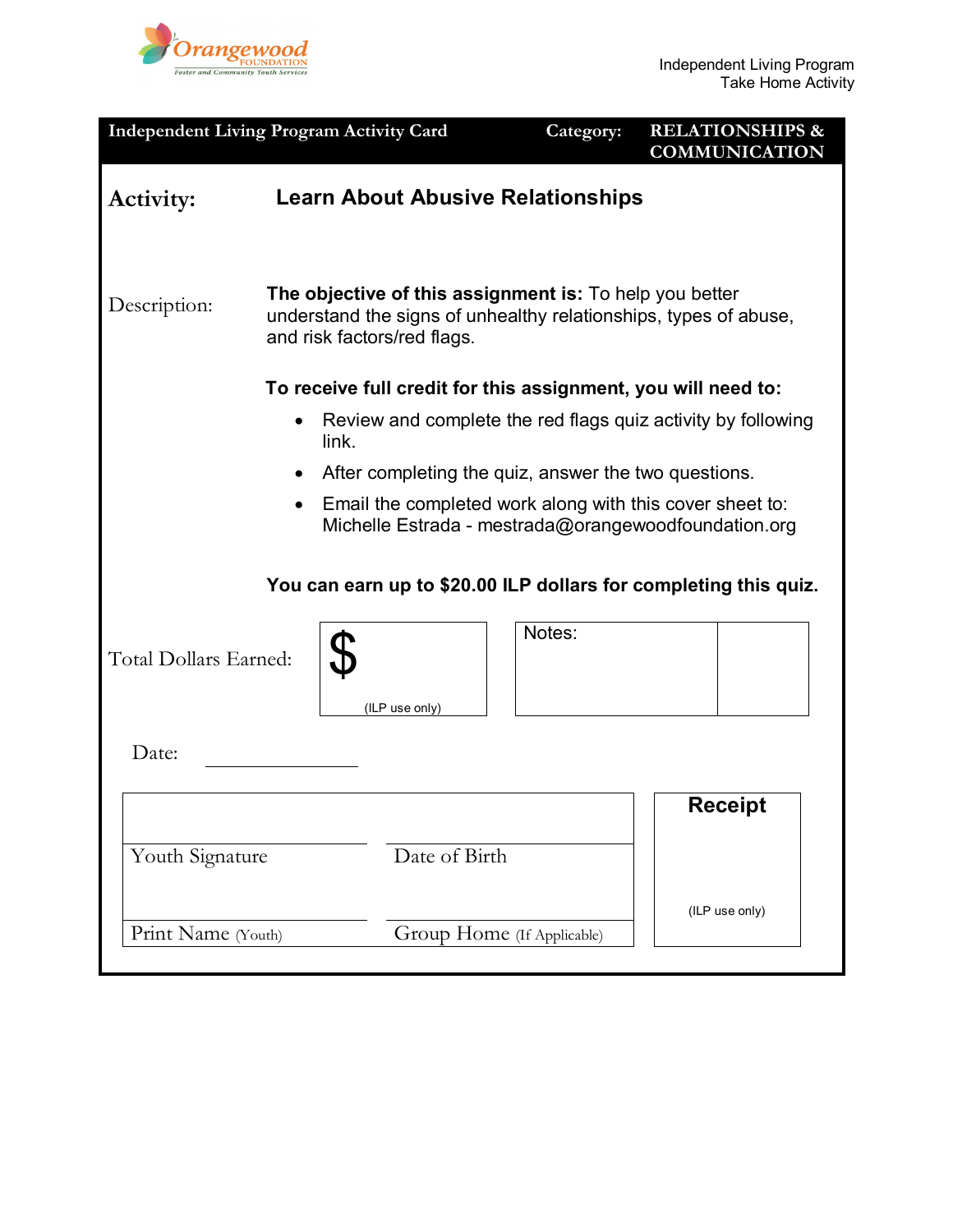Independent Living Program
Take Home Activity

| Independent Living Program Activity Card | Category: | RELATIONSHIPS & COMMUNICATION |
|---|---|---|

**Activity:** **Learn About Abusive Relationships**

Description:

**The objective of this assignment is:** To help you better understand the signs of unhealthy relationships, types of abuse, and risk factors/red flags.

**To receive full credit for this assignment, you will need to:**

- Review and complete the red flags quiz activity by following link.
- After completing the quiz, answer the two questions.
- Email the completed work along with this cover sheet to: Michelle Estrada - mestrada@orangewoodfoundation.org

**You can earn up to $20.00 ILP dollars for completing this quiz.**

Total Dollars Earned: $ (ILP use only)

Notes:

Date: ____________

| | | Receipt |
|---|---|---|
| Youth Signature | Date of Birth | |
| Print Name (Youth) | Group Home (If Applicable) | (ILP use only) |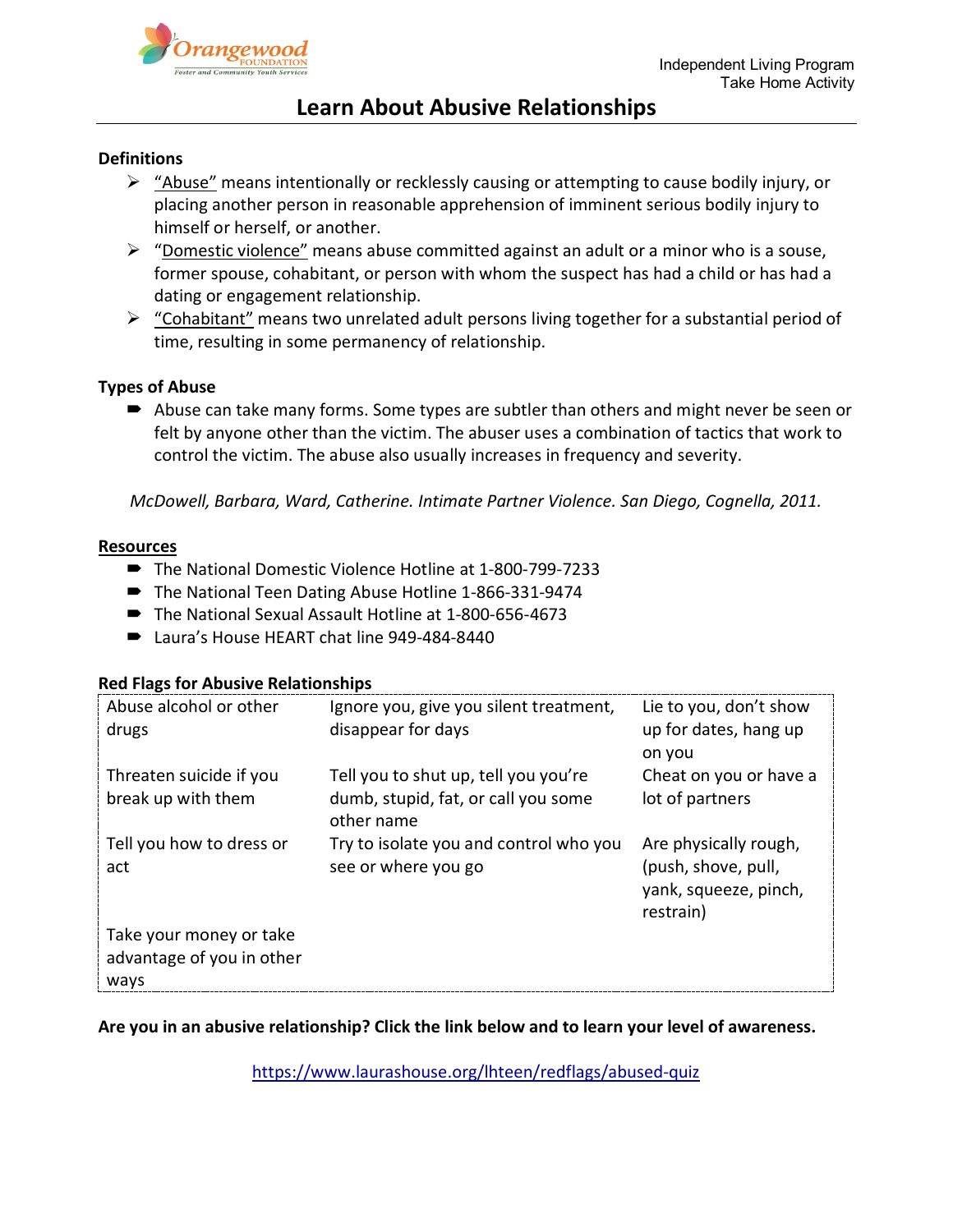Independent Living Program
Take Home Activity

# Learn About Abusive Relationships

**Definitions**

- "Abuse" means intentionally or recklessly causing or attempting to cause bodily injury, or placing another person in reasonable apprehension of imminent serious bodily injury to himself or herself, or another.
- "Domestic violence" means abuse committed against an adult or a minor who is a souse, former spouse, cohabitant, or person with whom the suspect has had a child or has had a dating or engagement relationship.
- "Cohabitant" means two unrelated adult persons living together for a substantial period of time, resulting in some permanency of relationship.

**Types of Abuse**

- Abuse can take many forms. Some types are subtler than others and might never be seen or felt by anyone other than the victim. The abuser uses a combination of tactics that work to control the victim. The abuse also usually increases in frequency and severity.

*McDowell, Barbara, Ward, Catherine. Intimate Partner Violence. San Diego, Cognella, 2011.*

**Resources**

- The National Domestic Violence Hotline at 1-800-799-7233
- The National Teen Dating Abuse Hotline 1-866-331-9474
- The National Sexual Assault Hotline at 1-800-656-4673
- Laura's House HEART chat line 949-484-8440

**Red Flags for Abusive Relationships**

| | | |
|---|---|---|
| Abuse alcohol or other drugs | Ignore you, give you silent treatment, disappear for days | Lie to you, don't show up for dates, hang up on you |
| Threaten suicide if you break up with them | Tell you to shut up, tell you you're dumb, stupid, fat, or call you some other name | Cheat on you or have a lot of partners |
| Tell you how to dress or act | Try to isolate you and control who you see or where you go | Are physically rough, (push, shove, pull, yank, squeeze, pinch, restrain) |
| Take your money or take advantage of you in other ways | | |

**Are you in an abusive relationship? Click the link below and to learn your level of awareness.**

https://www.laurashouse.org/lhteen/redflags/abused-quiz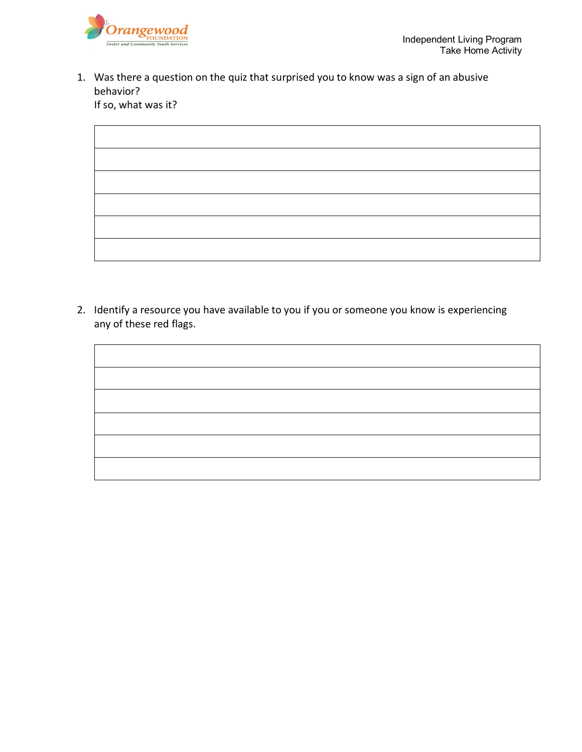Independent Living Program
Take Home Activity

1. Was there a question on the quiz that surprised you to know was a sign of an abusive behavior?
   If so, what was it?

| |
|---|
| |
| |
| |
| |
| |
| |

2. Identify a resource you have available to you if you or someone you know is experiencing any of these red flags.

| |
|---|
| |
| |
| |
| |
| |
| |